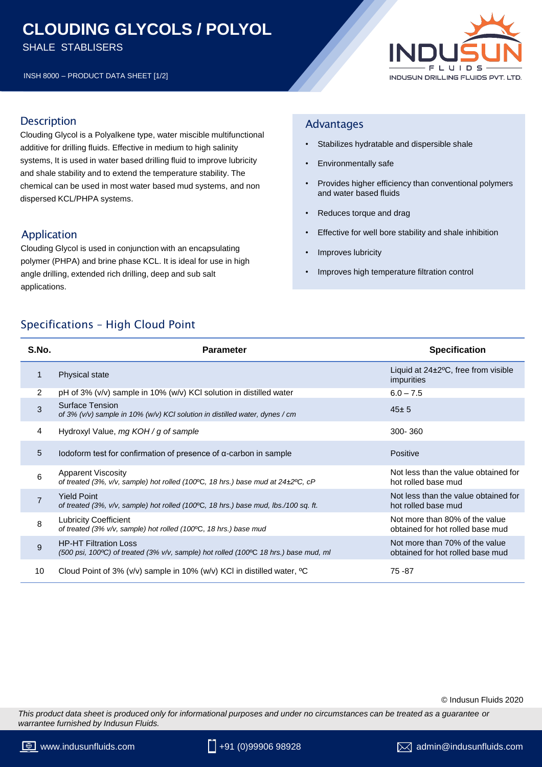# CLOUDING GLYCOLS / POLYOL

SHALE STABLISERS

INSH 8000 – PRODUCT DATA SHEET [1/2]

## Description

Clouding Glycol is a Polyalkene type, water miscible multifunctional additive for drilling fluids. Effective in medium to high salinity systems, It is used in water based drilling fluid to improve lubricity and shale stability and to extend the temperature stability. The chemical can be used in most water based mud systems, and non dispersed KCL/PHPA systems.

## Application

Clouding Glycol is used in conjunction with an encapsulating polymer (PHPA) and brine phase KCL. It is ideal for use in high angle drilling, extended rich drilling, deep and sub salt applications.

## Advantages

- Stabilizes hydratable and dispersible shale
- Environmentally safe
- Provides higher efficiency than conventional polymers and water based fluids
- Reduces torque and drag
- Effective for well bore stability and shale inhibition
- Improves lubricity
- Improves high temperature filtration control

## Specifications – High Cloud Point

| S.No. | Parameter | Specification |
|---|---|---|
| 1 | Physical state | Liquid at 24±2ºC, free from visible impurities |
| 2 | pH of 3% (v/v) sample in 10% (w/v) KCl solution in distilled water | 6.0 – 7.5 |
| 3 | Surface Tension<br>*of 3% (v/v) sample in 10% (w/v) KCl solution in distilled water, dynes / cm* | 45± 5 |
| 4 | Hydroxyl Value, *mg KOH / g of sample* | 300- 360 |
| 5 | Iodoform test for confirmation of presence of α-carbon in sample | Positive |
| 6 | Apparent Viscosity<br>*of treated (3%, v/v, sample) hot rolled (100ºC, 18 hrs.) base mud at 24±2ºC, cP* | Not less than the value obtained for hot rolled base mud |
| 7 | Yield Point<br>*of treated (3%, v/v, sample) hot rolled (100ºC, 18 hrs.) base mud, lbs./100 sq. ft.* | Not less than the value obtained for hot rolled base mud |
| 8 | Lubricity Coefficient<br>*of treated (3% v/v, sample) hot rolled (100ºC, 18 hrs.) base mud* | Not more than 80% of the value obtained for hot rolled base mud |
| 9 | HP-HT Filtration Loss<br>*(500 psi, 100ºC) of treated (3% v/v, sample) hot rolled (100ºC 18 hrs.) base mud, ml* | Not more than 70% of the value obtained for hot rolled base mud |
| 10 | Cloud Point of 3% (v/v) sample in 10% (w/v) KCl in distilled water, ºC | 75 -87 |

© Indusun Fluids 2020

*This product data sheet is produced only for informational purposes and under no circumstances can be treated as a guarantee or warrantee furnished by Indusun Fluids.*

www.indusunfluids.com | +91 (0)99906 98928 | admin@indusunfluids.com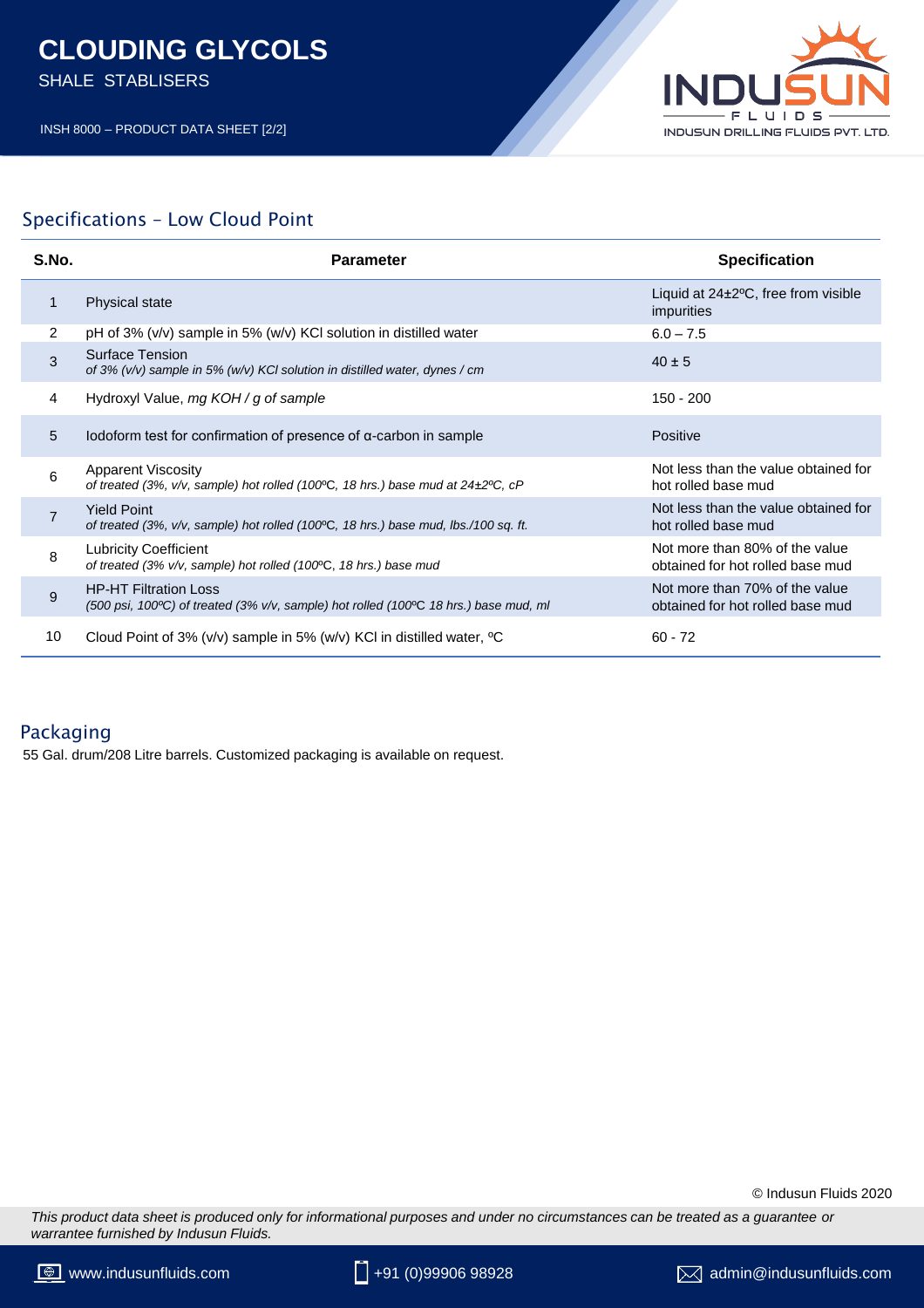## Specifications – Low Cloud Point

| S.No. | Parameter | Specification |
|---|---|---|
| 1 | Physical state | Liquid at 24±2ºC, free from visible impurities |
| 2 | pH of 3% (v/v) sample in 5% (w/v) KCl solution in distilled water | 6.0 – 7.5 |
| 3 | Surface Tension *of 3% (v/v) sample in 5% (w/v) KCl solution in distilled water, dynes / cm* | 40 ± 5 |
| 4 | Hydroxyl Value, *mg KOH / g of sample* | 150 - 200 |
| 5 | Iodoform test for confirmation of presence of α-carbon in sample | Positive |
| 6 | Apparent Viscosity *of treated (3%, v/v, sample) hot rolled (100ºC, 18 hrs.) base mud at 24±2ºC, cP* | Not less than the value obtained for hot rolled base mud |
| 7 | Yield Point *of treated (3%, v/v, sample) hot rolled (100ºC, 18 hrs.) base mud, lbs./100 sq. ft.* | Not less than the value obtained for hot rolled base mud |
| 8 | Lubricity Coefficient *of treated (3% v/v, sample) hot rolled (100ºC, 18 hrs.) base mud* | Not more than 80% of the value obtained for hot rolled base mud |
| 9 | HP-HT Filtration Loss *(500 psi, 100ºC) of treated (3% v/v, sample) hot rolled (100ºC 18 hrs.) base mud, ml* | Not more than 70% of the value obtained for hot rolled base mud |
| 10 | Cloud Point of 3% (v/v) sample in 5% (w/v) KCl in distilled water, ºC | 60 - 72 |

## Packaging

55 Gal. drum/208 Litre barrels. Customized packaging is available on request.

© Indusun Fluids 2020

*This product data sheet is produced only for informational purposes and under no circumstances can be treated as a guarantee or warrantee furnished by Indusun Fluids.*

www.indusunfluids.com +91 (0)99906 98928 admin@indusunfluids.com